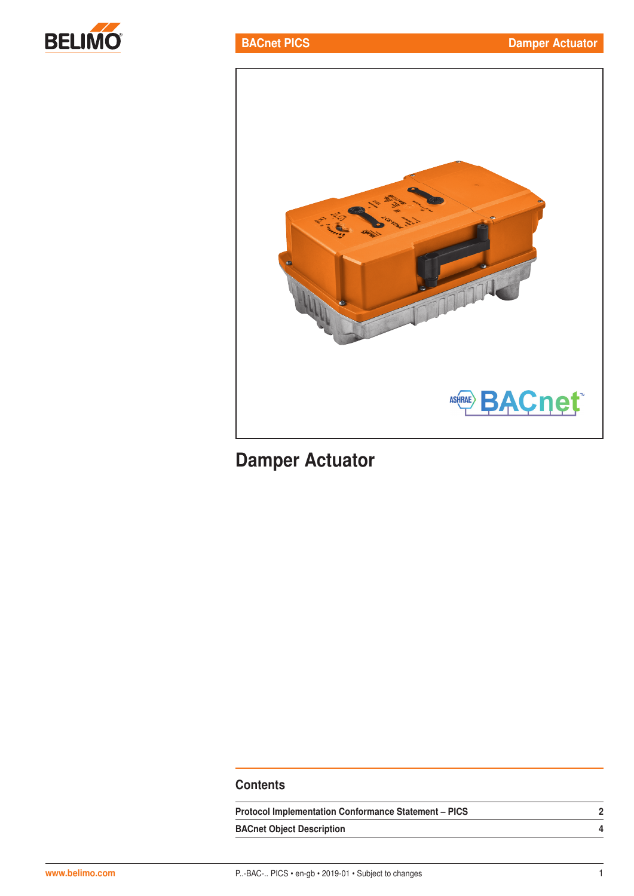# Damper Actuator

## Contents

| | |
|---|---|
| **Protocol Implementation Conformance Statement – PICS** | **2** |
| **BACnet Object Description** | **4** |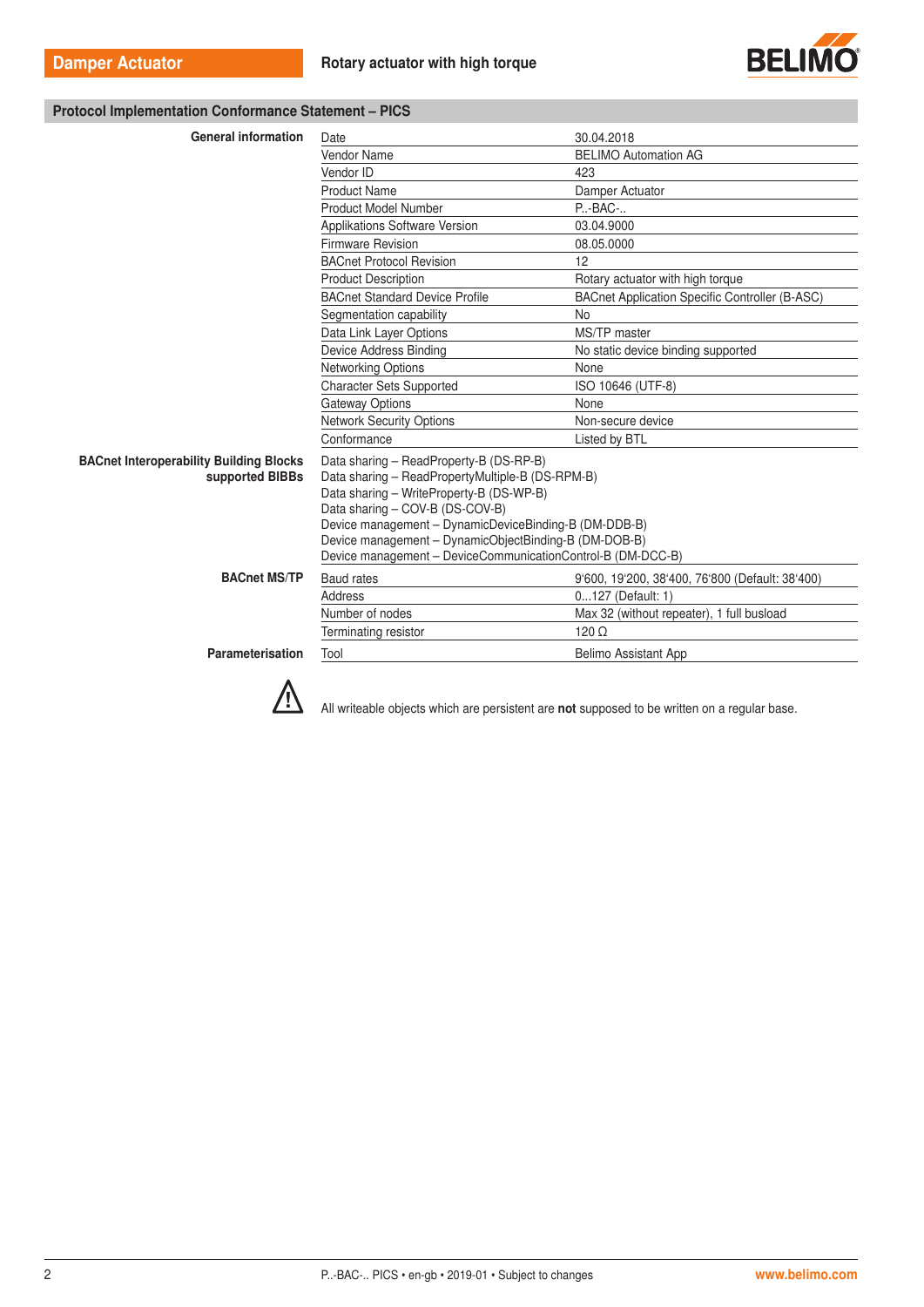## Protocol Implementation Conformance Statement – PICS

| | | |
|---|---|---|
| **General information** | Date | 30.04.2018 |
| | Vendor Name | BELIMO Automation AG |
| | Vendor ID | 423 |
| | Product Name | Damper Actuator |
| | Product Model Number | P..-BAC-.. |
| | Applikations Software Version | 03.04.9000 |
| | Firmware Revision | 08.05.0000 |
| | BACnet Protocol Revision | 12 |
| | Product Description | Rotary actuator with high torque |
| | BACnet Standard Device Profile | BACnet Application Specific Controller (B-ASC) |
| | Segmentation capability | No |
| | Data Link Layer Options | MS/TP master |
| | Device Address Binding | No static device binding supported |
| | Networking Options | None |
| | Character Sets Supported | ISO 10646 (UTF-8) |
| | Gateway Options | None |
| | Network Security Options | Non-secure device |
| | Conformance | Listed by BTL |

**BACnet Interoperability Building Blocks supported BIBBs**

Data sharing – ReadProperty-B (DS-RP-B)
Data sharing – ReadPropertyMultiple-B (DS-RPM-B)
Data sharing – WriteProperty-B (DS-WP-B)
Data sharing – COV-B (DS-COV-B)
Device management – DynamicDeviceBinding-B (DM-DDB-B)
Device management – DynamicObjectBinding-B (DM-DOB-B)
Device management – DeviceCommunicationControl-B (DM-DCC-B)

| | | |
|---|---|---|
| **BACnet MS/TP** | Baud rates | 9'600, 19'200, 38'400, 76'800 (Default: 38'400) |
| | Address | 0...127 (Default: 1) |
| | Number of nodes | Max 32 (without repeater), 1 full busload |
| | Terminating resistor | 120 Ω |
| **Parameterisation** | Tool | Belimo Assistant App |

⚠ All writeable objects which are persistent are **not** supposed to be written on a regular base.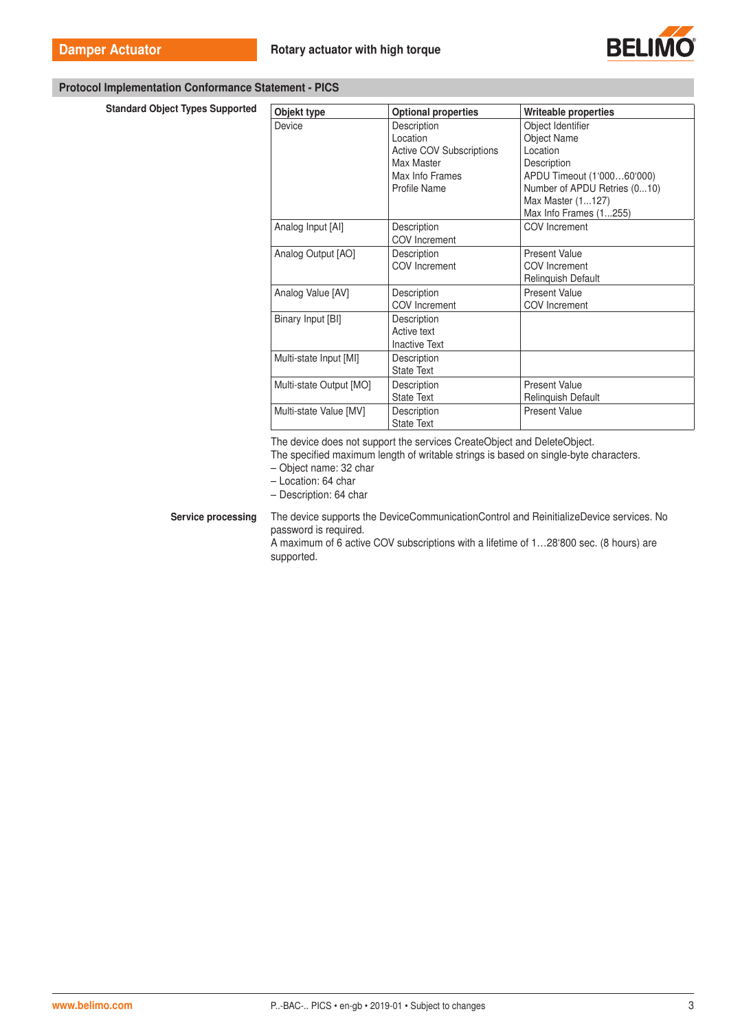## Protocol Implementation Conformance Statement - PICS

**Standard Object Types Supported**

| Objekt type | Optional properties | Writeable properties |
|---|---|---|
| Device | Description<br>Location<br>Active COV Subscriptions<br>Max Master<br>Max Info Frames<br>Profile Name | Object Identifier<br>Object Name<br>Location<br>Description<br>APDU Timeout (1‘000…60‘000)<br>Number of APDU Retries (0...10)<br>Max Master (1...127)<br>Max Info Frames (1...255) |
| Analog Input [AI] | Description<br>COV Increment | COV Increment |
| Analog Output [AO] | Description<br>COV Increment | Present Value<br>COV Increment<br>Relinquish Default |
| Analog Value [AV] | Description<br>COV Increment | Present Value<br>COV Increment |
| Binary Input [BI] | Description<br>Active text<br>Inactive Text | |
| Multi-state Input [MI] | Description<br>State Text | |
| Multi-state Output [MO] | Description<br>State Text | Present Value<br>Relinquish Default |
| Multi-state Value [MV] | Description<br>State Text | Present Value |

The device does not support the services CreateObject and DeleteObject.
The specified maximum length of writable strings is based on single-byte characters.
– Object name: 32 char
– Location: 64 char
– Description: 64 char

**Service processing**

The device supports the DeviceCommunicationControl and ReinitializeDevice services. No password is required.
A maximum of 6 active COV subscriptions with a lifetime of 1…28‘800 sec. (8 hours) are supported.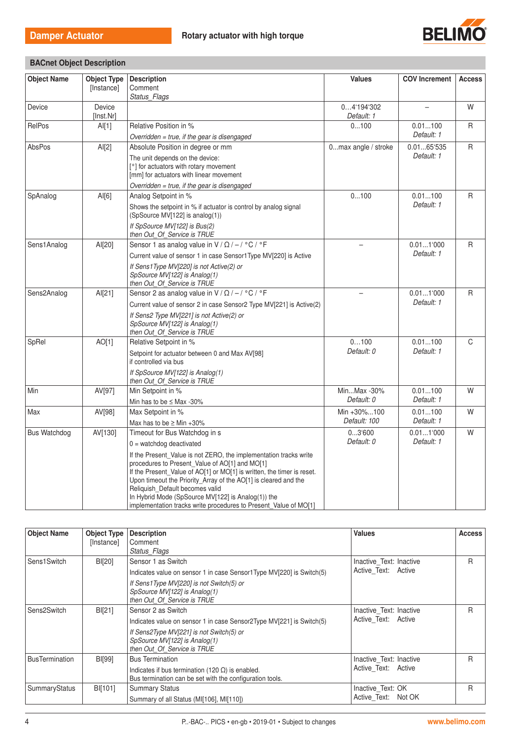## BACnet Object Description

| Object Name | Object Type [Instance] | Description<br>Comment<br>*Status_Flags* | Values | COV Increment | Access |
|---|---|---|---|---|---|
| Device | Device [Inst.Nr] | | 0…4'194'302<br>*Default: 1* | – | W |
| RelPos | AI[1] | Relative Position in %<br>*Overridden = true, if the gear is disengaged* | 0…100 | 0.01…100<br>*Default: 1* | R |
| AbsPos | AI[2] | Absolute Position in degree or mm<br>The unit depends on the device:<br>[°] for actuators with rotary movement<br>[mm] for actuators with linear movement<br>*Overridden = true, if the gear is disengaged* | 0…max angle / stroke | 0.01…65'535<br>*Default: 1* | R |
| SpAnalog | AI[6] | Analog Setpoint in %<br>Shows the setpoint in % if actuator is control by analog signal (SpSource MV[122] is analog(1))<br>*If SpSource MV[122] is Bus(2) then Out_Of_Service is TRUE* | 0…100 | 0.01…100<br>*Default: 1* | R |
| Sens1Analog | AI[20] | Sensor 1 as analog value in V / Ω / – / °C / °F<br>Current value of sensor 1 in case Sensor1Type MV[220] is Active<br>*If Sens1Type MV[220] is not Active(2) or SpSource MV[122] is Analog(1) then Out_Of_Service is TRUE* | – | 0.01…1'000<br>*Default: 1* | R |
| Sens2Analog | AI[21] | Sensor 2 as analog value in V / Ω / – / °C / °F<br>Current value of sensor 2 in case Sensor2 Type MV[221] is Active(2)<br>*If Sens2 Type MV[221] is not Active(2) or SpSource MV[122] is Analog(1) then Out_Of_Service is TRUE* | – | 0.01…1'000<br>*Default: 1* | R |
| SpRel | AO[1] | Relative Setpoint in %<br>Setpoint for actuator between 0 and Max AV[98] if controlled via bus<br>*If SpSource MV[122] is Analog(1) then Out_Of_Service is TRUE* | 0…100<br>*Default: 0* | 0.01…100<br>*Default: 1* | C |
| Min | AV[97] | Min Setpoint in %<br>Min has to be ≤ Max -30% | Min…Max -30%<br>*Default: 0* | 0.01…100<br>*Default: 1* | W |
| Max | AV[98] | Max Setpoint in %<br>Max has to be ≥ Min +30% | Min +30%…100<br>*Default: 100* | 0.01…100<br>*Default: 1* | W |
| Bus Watchdog | AV[130] | Timeout for Bus Watchdog in s<br>0 = watchdog deactivated<br>If the Present_Value is not ZERO, the implementation tracks write procedures to Present_Value of AO[1] and MO[1]<br>If the Present_Value of AO[1] or MO[1] is written, the timer is reset.<br>Upon timeout the Priority_Array of the AO[1] is cleared and the Reliquish_Default becomes valid<br>In Hybrid Mode (SpSource MV[122] is Analog(1)) the implementation tracks write procedures to Present_Value of MO[1] | 0…3'600<br>*Default: 0* | 0.01…1'000<br>*Default: 1* | W |

| Object Name | Object Type [Instance] | Description<br>Comment<br>*Status_Flags* | Values | Access |
|---|---|---|---|---|
| Sens1Switch | BI[20] | Sensor 1 as Switch<br>Indicates value on sensor 1 in case Sensor1Type MV[220] is Switch(5)<br>*If Sens1Type MV[220] is not Switch(5) or SpSource MV[122] is Analog(1) then Out_Of_Service is TRUE* | Inactive_Text: Inactive<br>Active_Text: Active | R |
| Sens2Switch | BI[21] | Sensor 2 as Switch<br>Indicates value on sensor 1 in case Sensor2Type MV[221] is Switch(5)<br>*If Sens2Type MV[221] is not Switch(5) or SpSource MV[122] is Analog(1) then Out_Of_Service is TRUE* | Inactive_Text: Inactive<br>Active_Text: Active | R |
| BusTermination | BI[99] | Bus Termination<br>Indicates if bus termination (120 Ω) is enabled.<br>Bus termination can be set with the configuration tools. | Inactive_Text: Inactive<br>Active_Text: Active | R |
| SummaryStatus | BI[101] | Summary Status<br>Summary of all Status (MI[106], MI[110]) | Inactive_Text: OK<br>Active_Text: Not OK | R |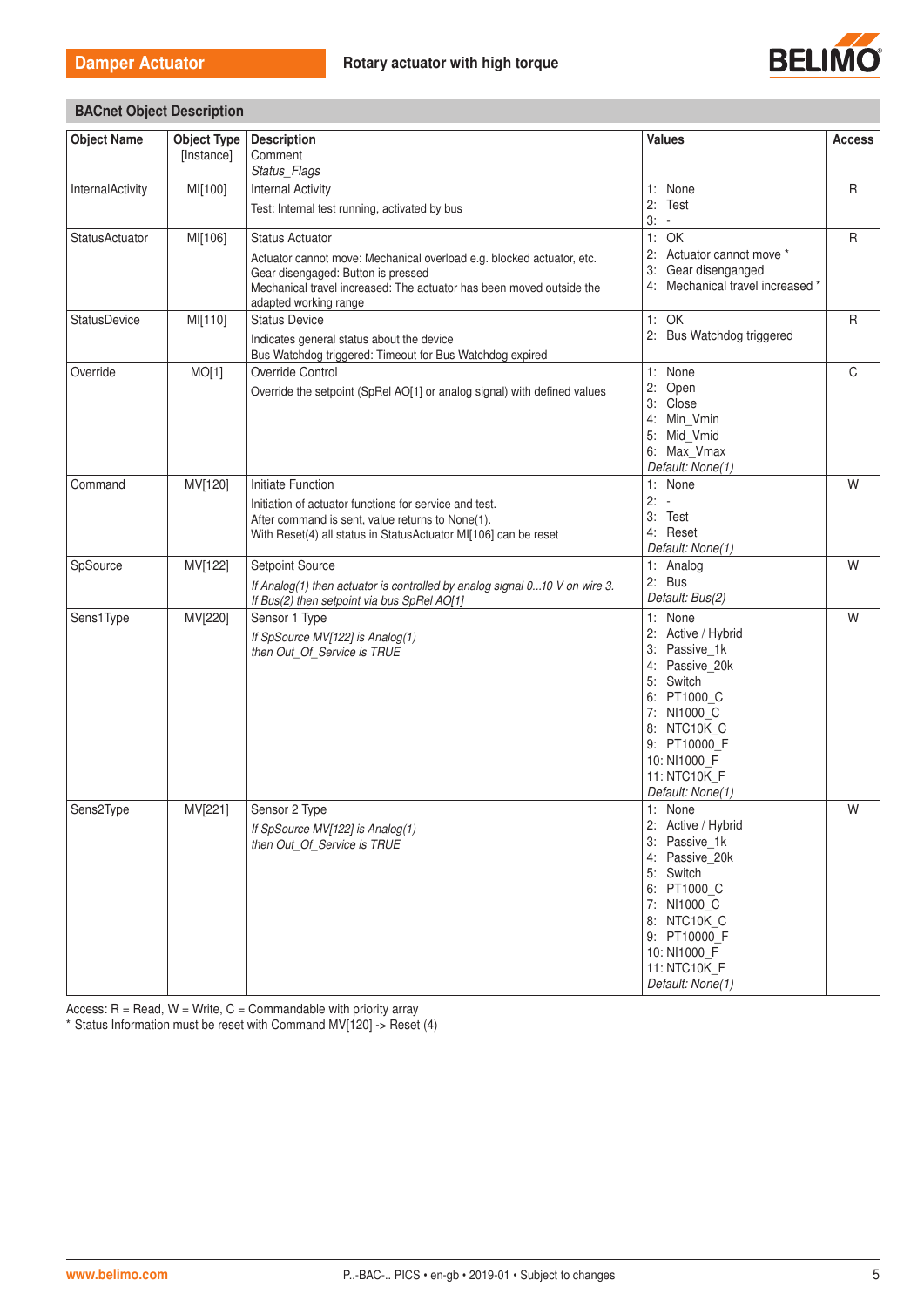## BACnet Object Description

| Object Name | Object Type [Instance] | Description<br>Comment<br>*Status_Flags* | Values | Access |
|---|---|---|---|---|
| InternalActivity | MI[100] | Internal Activity<br>Test: Internal test running, activated by bus | 1: None<br>2: Test<br>3: - | R |
| StatusActuator | MI[106] | Status Actuator<br>Actuator cannot move: Mechanical overload e.g. blocked actuator, etc.<br>Gear disengaged: Button is pressed<br>Mechanical travel increased: The actuator has been moved outside the adapted working range | 1: OK<br>2: Actuator cannot move *<br>3: Gear disengaged<br>4: Mechanical travel increased * | R |
| StatusDevice | MI[110] | Status Device<br>Indicates general status about the device<br>Bus Watchdog triggered: Timeout for Bus Watchdog expired | 1: OK<br>2: Bus Watchdog triggered | R |
| Override | MO[1] | Override Control<br>Override the setpoint (SpRel AO[1] or analog signal) with defined values | 1: None<br>2: Open<br>3: Close<br>4: Min_Vmin<br>5: Mid_Vmid<br>6: Max_Vmax<br>*Default: None(1)* | C |
| Command | MV[120] | Initiate Function<br>Initiation of actuator functions for service and test.<br>After command is sent, value returns to None(1).<br>With Reset(4) all status in StatusActuator MI[106] can be reset | 1: None<br>2: -<br>3: Test<br>4: Reset<br>*Default: None(1)* | W |
| SpSource | MV[122] | Setpoint Source<br>*If Analog(1) then actuator is controlled by analog signal 0...10 V on wire 3.*<br>*If Bus(2) then setpoint via bus SpRel AO[1]* | 1: Analog<br>2: Bus<br>*Default: Bus(2)* | W |
| Sens1Type | MV[220] | Sensor 1 Type<br>*If SpSource MV[122] is Analog(1) then Out_Of_Service is TRUE* | 1: None<br>2: Active / Hybrid<br>3: Passive_1k<br>4: Passive_20k<br>5: Switch<br>6: PT1000_C<br>7: NI1000_C<br>8: NTC10K_C<br>9: PT10000_F<br>10: NI1000_F<br>11: NTC10K_F<br>*Default: None(1)* | W |
| Sens2Type | MV[221] | Sensor 2 Type<br>*If SpSource MV[122] is Analog(1) then Out_Of_Service is TRUE* | 1: None<br>2: Active / Hybrid<br>3: Passive_1k<br>4: Passive_20k<br>5: Switch<br>6: PT1000_C<br>7: NI1000_C<br>8: NTC10K_C<br>9: PT10000_F<br>10: NI1000_F<br>11: NTC10K_F<br>*Default: None(1)* | W |

Access: R = Read, W = Write, C = Commandable with priority array
* Status Information must be reset with Command MV[120] -> Reset (4)